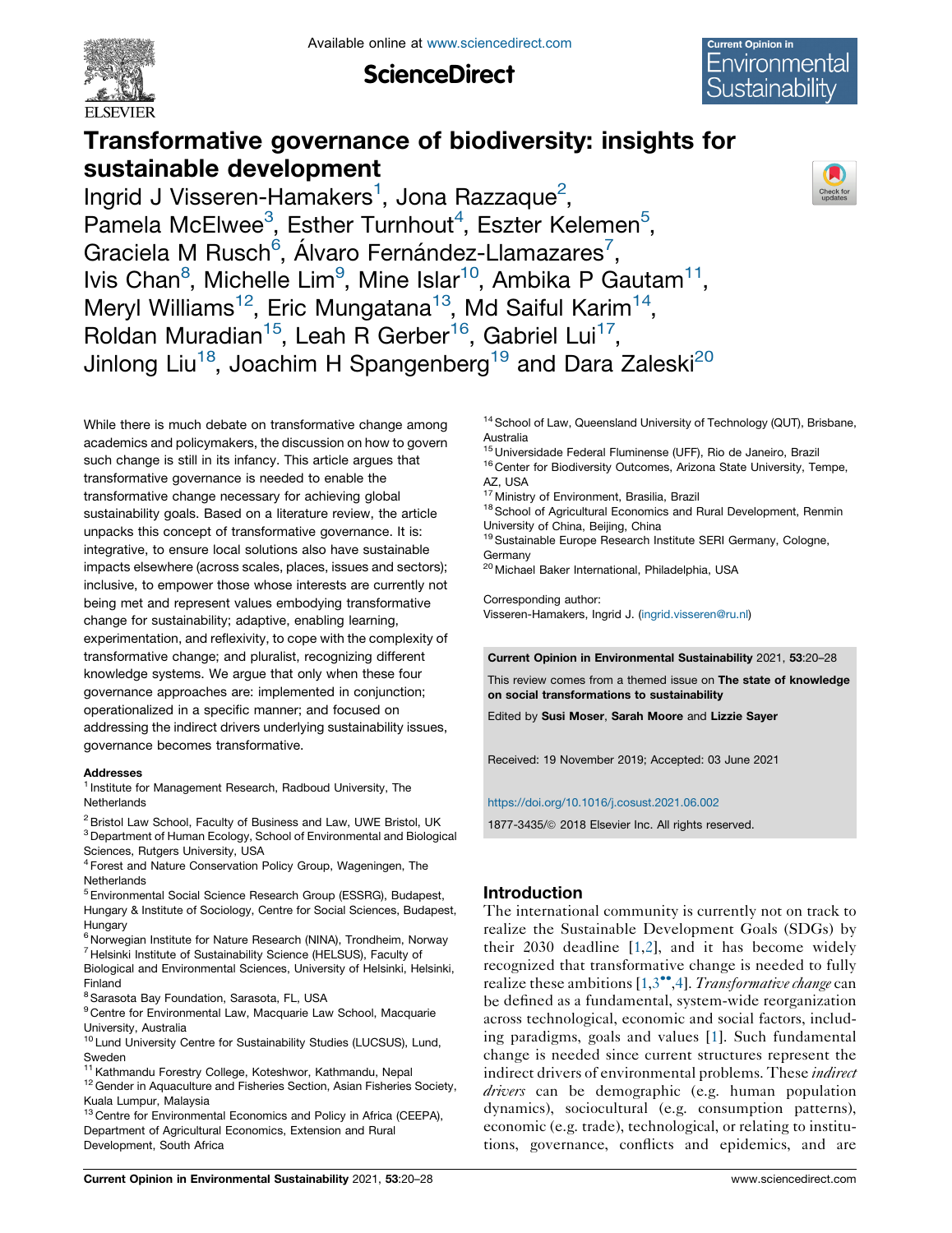# Transformative governance of biodiversity: insights for sustainable development

Ingrid J Visseren-Hamakers[1], Jona Razzaque[2], Pamela McElwee[3], Esther Turnhout[4], Eszter Kelemen[5], Graciela M Rusch[6], Álvaro Fernández-Llamazares[7], Ivis Chan[8], Michelle Lim[9], Mine Islar[10], Ambika P Gautam[11], Meryl Williams[12], Eric Mungatana[13], Md Saiful Karim[14], Roldan Muradian[15], Leah R Gerber[16], Gabriel Lui[17], Jinlong Liu[18], Joachim H Spangenberg[19] and Dara Zaleski[20]

While there is much debate on transformative change among academics and policymakers, the discussion on how to govern such change is still in its infancy. This article argues that transformative governance is needed to enable the transformative change necessary for achieving global sustainability goals. Based on a literature review, the article unpacks this concept of transformative governance. It is: integrative, to ensure local solutions also have sustainable impacts elsewhere (across scales, places, issues and sectors); inclusive, to empower those whose interests are currently not being met and represent values embodying transformative change for sustainability; adaptive, enabling learning, experimentation, and reflexivity, to cope with the complexity of transformative change; and pluralist, recognizing different knowledge systems. We argue that only when these four governance approaches are: implemented in conjunction; operationalized in a specific manner; and focused on addressing the indirect drivers underlying sustainability issues, governance becomes transformative.

**Addresses**

[1] Institute for Management Research, Radboud University, The Netherlands
[2] Bristol Law School, Faculty of Business and Law, UWE Bristol, UK
[3] Department of Human Ecology, School of Environmental and Biological Sciences, Rutgers University, USA
[4] Forest and Nature Conservation Policy Group, Wageningen, The Netherlands
[5] Environmental Social Science Research Group (ESSRG), Budapest, Hungary & Institute of Sociology, Centre for Social Sciences, Budapest, Hungary
[6] Norwegian Institute for Nature Research (NINA), Trondheim, Norway
[7] Helsinki Institute of Sustainability Science (HELSUS), Faculty of Biological and Environmental Sciences, University of Helsinki, Helsinki, Finland
[8] Sarasota Bay Foundation, Sarasota, FL, USA
[9] Centre for Environmental Law, Macquarie Law School, Macquarie University, Australia
[10] Lund University Centre for Sustainability Studies (LUCSUS), Lund, Sweden
[11] Kathmandu Forestry College, Koteshwor, Kathmandu, Nepal
[12] Gender in Aquaculture and Fisheries Section, Asian Fisheries Society, Kuala Lumpur, Malaysia
[13] Centre for Environmental Economics and Policy in Africa (CEEPA), Department of Agricultural Economics, Extension and Rural Development, South Africa
[14] School of Law, Queensland University of Technology (QUT), Brisbane, Australia
[15] Universidade Federal Fluminense (UFF), Rio de Janeiro, Brazil
[16] Center for Biodiversity Outcomes, Arizona State University, Tempe, AZ, USA
[17] Ministry of Environment, Brasilia, Brazil
[18] School of Agricultural Economics and Rural Development, Renmin University of China, Beijing, China
[19] Sustainable Europe Research Institute SERI Germany, Cologne, Germany
[20] Michael Baker International, Philadelphia, USA

Corresponding author:
Visseren-Hamakers, Ingrid J. (ingrid.visseren@ru.nl)

**Current Opinion in Environmental Sustainability** 2021, **53**:20–28

This review comes from a themed issue on **The state of knowledge on social transformations to sustainability**

Edited by **Susi Moser**, **Sarah Moore** and **Lizzie Sayer**

Received: 19 November 2019; Accepted: 03 June 2021

https://doi.org/10.1016/j.cosust.2021.06.002

1877-3435/© 2018 Elsevier Inc. All rights reserved.

## Introduction

The international community is currently not on track to realize the Sustainable Development Goals (SDGs) by their 2030 deadline [1,2], and it has become widely recognized that transformative change is needed to fully realize these ambitions [1,3••,4]. *Transformative change* can be defined as a fundamental, system-wide reorganization across technological, economic and social factors, including paradigms, goals and values [1]. Such fundamental change is needed since current structures represent the indirect drivers of environmental problems. These *indirect drivers* can be demographic (e.g. human population dynamics), sociocultural (e.g. consumption patterns), economic (e.g. trade), technological, or relating to institutions, governance, conflicts and epidemics, and are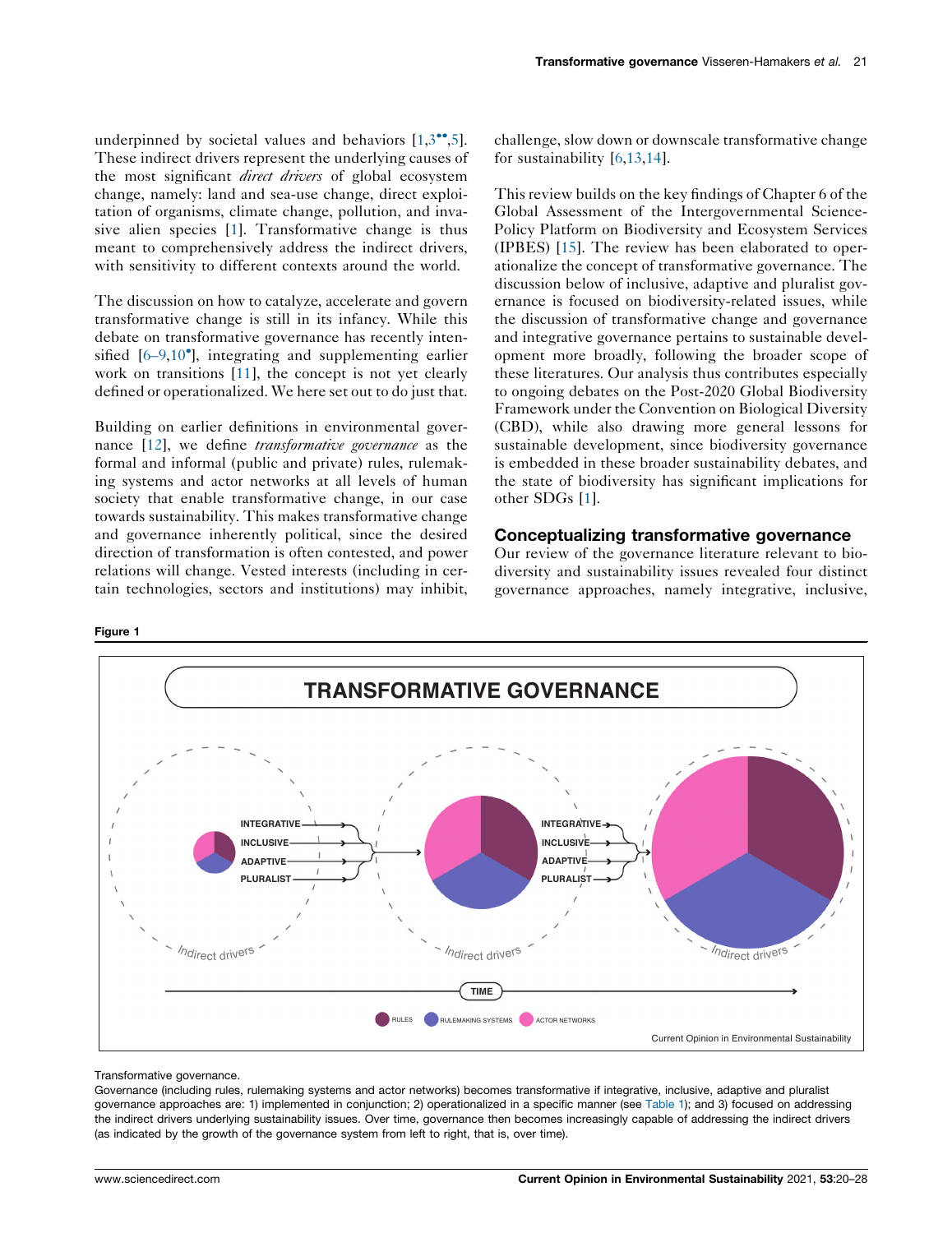underpinned by societal values and behaviors [1,3••,5]. These indirect drivers represent the underlying causes of the most significant *direct drivers* of global ecosystem change, namely: land and sea-use change, direct exploitation of organisms, climate change, pollution, and invasive alien species [1]. Transformative change is thus meant to comprehensively address the indirect drivers, with sensitivity to different contexts around the world.

The discussion on how to catalyze, accelerate and govern transformative change is still in its infancy. While this debate on transformative governance has recently intensified [6–9,10•], integrating and supplementing earlier work on transitions [11], the concept is not yet clearly defined or operationalized. We here set out to do just that.

Building on earlier definitions in environmental governance [12], we define *transformative governance* as the formal and informal (public and private) rules, rulemaking systems and actor networks at all levels of human society that enable transformative change, in our case towards sustainability. This makes transformative change and governance inherently political, since the desired direction of transformation is often contested, and power relations will change. Vested interests (including in certain technologies, sectors and institutions) may inhibit, challenge, slow down or downscale transformative change for sustainability [6,13,14].

This review builds on the key findings of Chapter 6 of the Global Assessment of the Intergovernmental Science-Policy Platform on Biodiversity and Ecosystem Services (IPBES) [15]. The review has been elaborated to operationalize the concept of transformative governance. The discussion below of inclusive, adaptive and pluralist governance is focused on biodiversity-related issues, while the discussion of transformative change and governance and integrative governance pertains to sustainable development more broadly, following the broader scope of these literatures. Our analysis thus contributes especially to ongoing debates on the Post-2020 Global Biodiversity Framework under the Convention on Biological Diversity (CBD), while also drawing more general lessons for sustainable development, since biodiversity governance is embedded in these broader sustainability debates, and the state of biodiversity has significant implications for other SDGs [1].

## Conceptualizing transformative governance

Our review of the governance literature relevant to biodiversity and sustainability issues revealed four distinct governance approaches, namely integrative, inclusive,

**Figure 1**

Transformative governance.

Governance (including rules, rulemaking systems and actor networks) becomes transformative if integrative, inclusive, adaptive and pluralist governance approaches are: 1) implemented in conjunction; 2) operationalized in a specific manner (see Table 1); and 3) focused on addressing the indirect drivers underlying sustainability issues. Over time, governance then becomes increasingly capable of addressing the indirect drivers (as indicated by the growth of the governance system from left to right, that is, over time).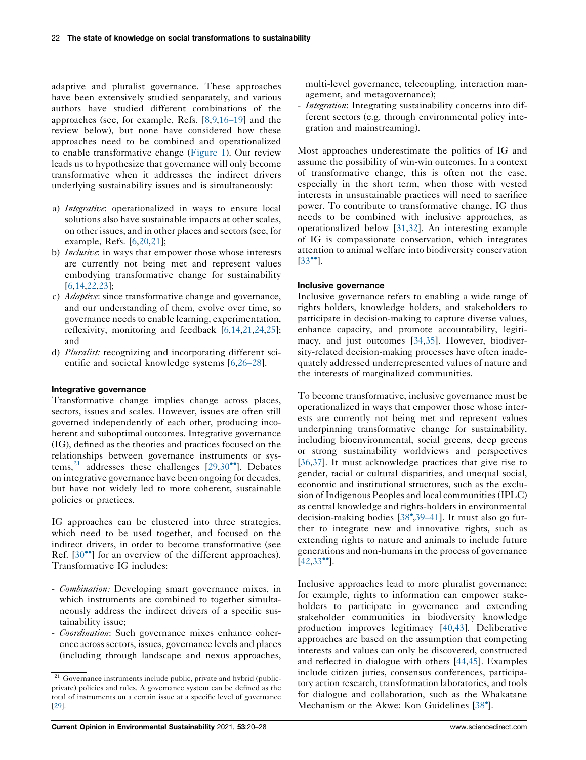adaptive and pluralist governance. These approaches have been extensively studied senparately, and various authors have studied different combinations of the approaches (see, for example, Refs. [8,9,16–19] and the review below), but none have considered how these approaches need to be combined and operationalized to enable transformative change (Figure 1). Our review leads us to hypothesize that governance will only become transformative when it addresses the indirect drivers underlying sustainability issues and is simultaneously:

a) *Integrative*: operationalized in ways to ensure local solutions also have sustainable impacts at other scales, on other issues, and in other places and sectors (see, for example, Refs. [6,20,21];
b) *Inclusive*: in ways that empower those whose interests are currently not being met and represent values embodying transformative change for sustainability [6,14,22,23];
c) *Adaptive*: since transformative change and governance, and our understanding of them, evolve over time, so governance needs to enable learning, experimentation, reflexivity, monitoring and feedback [6,14,21,24,25]; and
d) *Pluralist:* recognizing and incorporating different scientific and societal knowledge systems [6,26–28].

### Integrative governance

Transformative change implies change across places, sectors, issues and scales. However, issues are often still governed independently of each other, producing incoherent and suboptimal outcomes. Integrative governance (IG), defined as the theories and practices focused on the relationships between governance instruments or systems,[21] addresses these challenges [29,30••]. Debates on integrative governance have been ongoing for decades, but have not widely led to more coherent, sustainable policies or practices.

IG approaches can be clustered into three strategies, which need to be used together, and focused on the indirect drivers, in order to become transformative (see Ref. [30••] for an overview of the different approaches). Transformative IG includes:

- *Combination:* Developing smart governance mixes, in which instruments are combined to together simultaneously address the indirect drivers of a specific sustainability issue;
- *Coordination*: Such governance mixes enhance coherence across sectors, issues, governance levels and places (including through landscape and nexus approaches, multi-level governance, telecoupling, interaction management, and metagovernance);
- *Integration*: Integrating sustainability concerns into different sectors (e.g. through environmental policy integration and mainstreaming).

Most approaches underestimate the politics of IG and assume the possibility of win-win outcomes. In a context of transformative change, this is often not the case, especially in the short term, when those with vested interests in unsustainable practices will need to sacrifice power. To contribute to transformative change, IG thus needs to be combined with inclusive approaches, as operationalized below [31,32]. An interesting example of IG is compassionate conservation, which integrates attention to animal welfare into biodiversity conservation [33••].

### Inclusive governance

Inclusive governance refers to enabling a wide range of rights holders, knowledge holders, and stakeholders to participate in decision-making to capture diverse values, enhance capacity, and promote accountability, legitimacy, and just outcomes [34,35]. However, biodiversity-related decision-making processes have often inadequately addressed underrepresented values of nature and the interests of marginalized communities.

To become transformative, inclusive governance must be operationalized in ways that empower those whose interests are currently not being met and represent values underpinning transformative change for sustainability, including bioenvironmental, social greens, deep greens or strong sustainability worldviews and perspectives [36,37]. It must acknowledge practices that give rise to gender, racial or cultural disparities, and unequal social, economic and institutional structures, such as the exclusion of Indigenous Peoples and local communities (IPLC) as central knowledge and rights-holders in environmental decision-making bodies [38•,39–41]. It must also go further to integrate new and innovative rights, such as extending rights to nature and animals to include future generations and non-humans in the process of governance [42,33••].

Inclusive approaches lead to more pluralist governance; for example, rights to information can empower stakeholders to participate in governance and extending stakeholder communities in biodiversity knowledge production improves legitimacy [40,43]. Deliberative approaches are based on the assumption that competing interests and values can only be discovered, constructed and reflected in dialogue with others [44,45]. Examples include citizen juries, consensus conferences, participatory action research, transformation laboratories, and tools for dialogue and collaboration, such as the Whakatane Mechanism or the Akwe: Kon Guidelines [38•].

[21] Governance instruments include public, private and hybrid (public-private) policies and rules. A governance system can be defined as the total of instruments on a certain issue at a specific level of governance [29].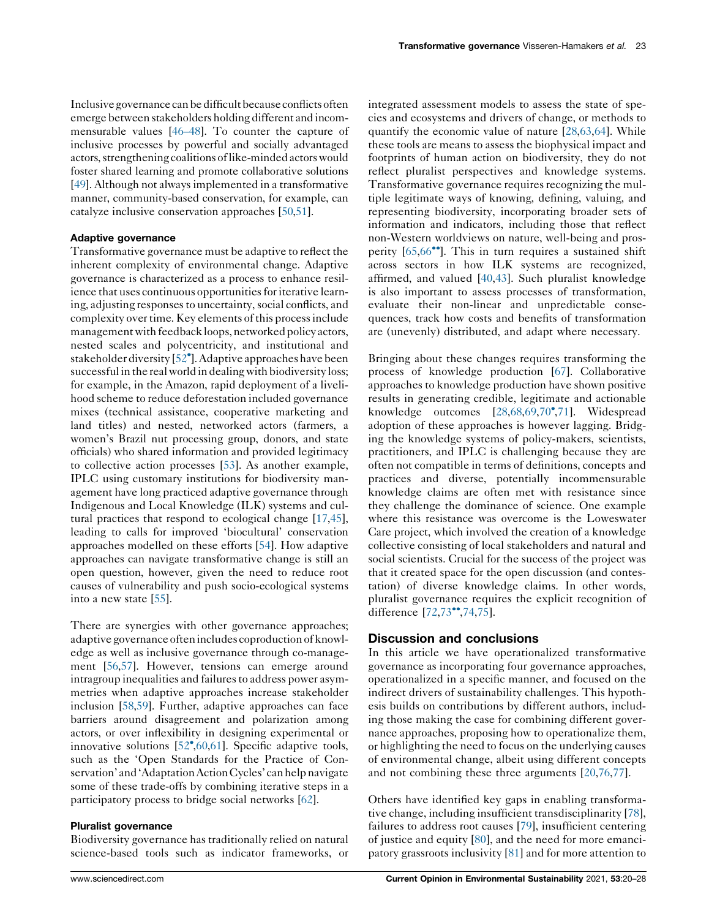Inclusive governance can be difficult because conflicts often emerge between stakeholders holding different and incommensurable values [46–48]. To counter the capture of inclusive processes by powerful and socially advantaged actors, strengthening coalitions of like-minded actors would foster shared learning and promote collaborative solutions [49]. Although not always implemented in a transformative manner, community-based conservation, for example, can catalyze inclusive conservation approaches [50,51].

### Adaptive governance

Transformative governance must be adaptive to reflect the inherent complexity of environmental change. Adaptive governance is characterized as a process to enhance resilience that uses continuous opportunities for iterative learning, adjusting responses to uncertainty, social conflicts, and complexity over time. Key elements of this process include management with feedback loops, networked policy actors, nested scales and polycentricity, and institutional and stakeholder diversity [52•]. Adaptive approaches have been successful in the real world in dealing with biodiversity loss; for example, in the Amazon, rapid deployment of a livelihood scheme to reduce deforestation included governance mixes (technical assistance, cooperative marketing and land titles) and nested, networked actors (farmers, a women's Brazil nut processing group, donors, and state officials) who shared information and provided legitimacy to collective action processes [53]. As another example, IPLC using customary institutions for biodiversity management have long practiced adaptive governance through Indigenous and Local Knowledge (ILK) systems and cultural practices that respond to ecological change [17,45], leading to calls for improved 'biocultural' conservation approaches modelled on these efforts [54]. How adaptive approaches can navigate transformative change is still an open question, however, given the need to reduce root causes of vulnerability and push socio-ecological systems into a new state [55].

There are synergies with other governance approaches; adaptive governance often includes coproduction of knowledge as well as inclusive governance through co-management [56,57]. However, tensions can emerge around intragroup inequalities and failures to address power asymmetries when adaptive approaches increase stakeholder inclusion [58,59]. Further, adaptive approaches can face barriers around disagreement and polarization among actors, or over inflexibility in designing experimental or innovative solutions [52•,60,61]. Specific adaptive tools, such as the 'Open Standards for the Practice of Conservation' and 'Adaptation Action Cycles' can help navigate some of these trade-offs by combining iterative steps in a participatory process to bridge social networks [62].

### Pluralist governance

Biodiversity governance has traditionally relied on natural science-based tools such as indicator frameworks, or integrated assessment models to assess the state of species and ecosystems and drivers of change, or methods to quantify the economic value of nature [28,63,64]. While these tools are means to assess the biophysical impact and footprints of human action on biodiversity, they do not reflect pluralist perspectives and knowledge systems. Transformative governance requires recognizing the multiple legitimate ways of knowing, defining, valuing, and representing biodiversity, incorporating broader sets of information and indicators, including those that reflect non-Western worldviews on nature, well-being and prosperity [65,66••]. This in turn requires a sustained shift across sectors in how ILK systems are recognized, affirmed, and valued [40,43]. Such pluralist knowledge is also important to assess processes of transformation, evaluate their non-linear and unpredictable consequences, track how costs and benefits of transformation are (unevenly) distributed, and adapt where necessary.

Bringing about these changes requires transforming the process of knowledge production [67]. Collaborative approaches to knowledge production have shown positive results in generating credible, legitimate and actionable knowledge outcomes [28,68,69,70•,71]. Widespread adoption of these approaches is however lagging. Bridging the knowledge systems of policy-makers, scientists, practitioners, and IPLC is challenging because they are often not compatible in terms of definitions, concepts and practices and diverse, potentially incommensurable knowledge claims are often met with resistance since they challenge the dominance of science. One example where this resistance was overcome is the Loweswater Care project, which involved the creation of a knowledge collective consisting of local stakeholders and natural and social scientists. Crucial for the success of the project was that it created space for the open discussion (and contestation) of diverse knowledge claims. In other words, pluralist governance requires the explicit recognition of difference [72,73••,74,75].

## Discussion and conclusions

In this article we have operationalized transformative governance as incorporating four governance approaches, operationalized in a specific manner, and focused on the indirect drivers of sustainability challenges. This hypothesis builds on contributions by different authors, including those making the case for combining different governance approaches, proposing how to operationalize them, or highlighting the need to focus on the underlying causes of environmental change, albeit using different concepts and not combining these three arguments [20,76,77].

Others have identified key gaps in enabling transformative change, including insufficient transdisciplinarity [78], failures to address root causes [79], insufficient centering of justice and equity [80], and the need for more emancipatory grassroots inclusivity [81] and for more attention to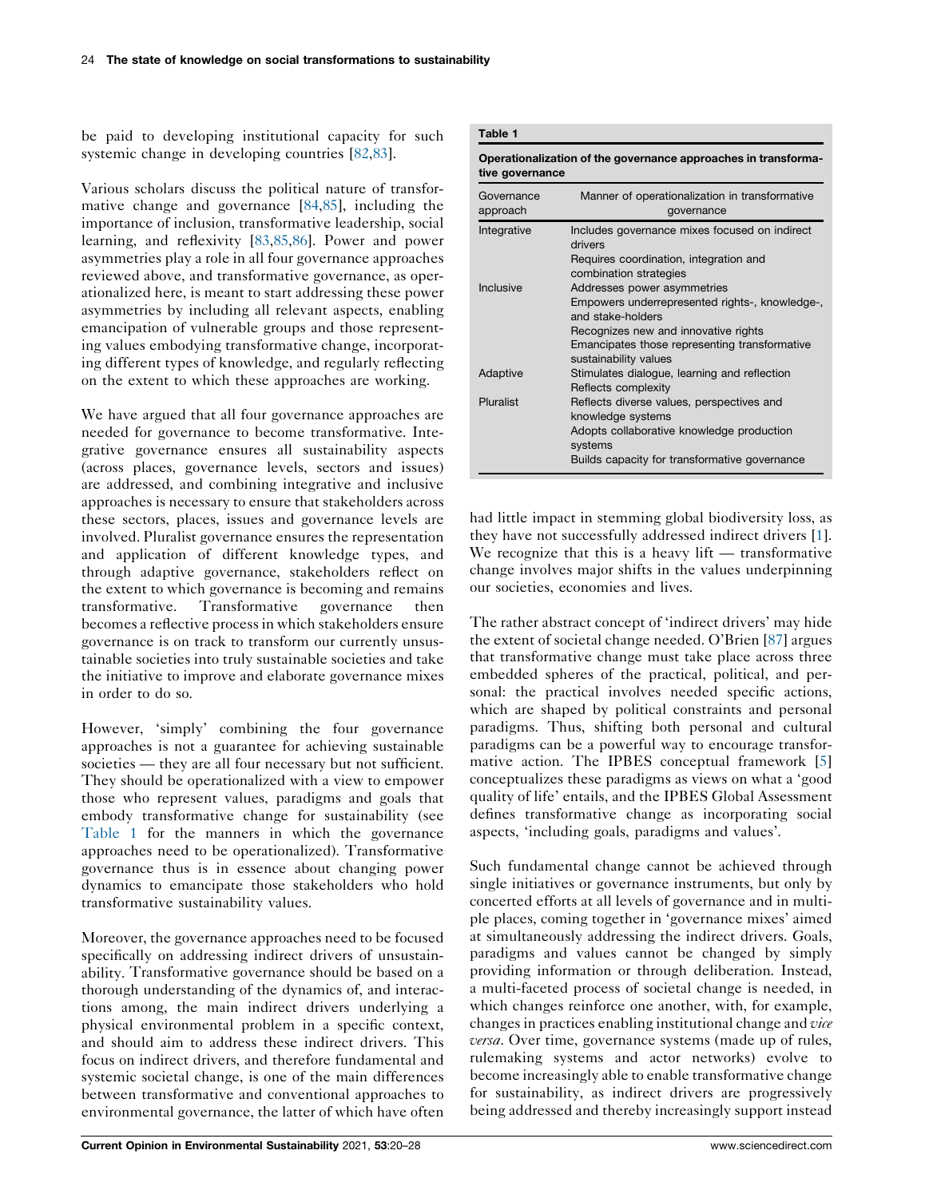be paid to developing institutional capacity for such systemic change in developing countries [82,83].

Various scholars discuss the political nature of transformative change and governance [84,85], including the importance of inclusion, transformative leadership, social learning, and reflexivity [83,85,86]. Power and power asymmetries play a role in all four governance approaches reviewed above, and transformative governance, as operationalized here, is meant to start addressing these power asymmetries by including all relevant aspects, enabling emancipation of vulnerable groups and those representing values embodying transformative change, incorporating different types of knowledge, and regularly reflecting on the extent to which these approaches are working.

We have argued that all four governance approaches are needed for governance to become transformative. Integrative governance ensures all sustainability aspects (across places, governance levels, sectors and issues) are addressed, and combining integrative and inclusive approaches is necessary to ensure that stakeholders across these sectors, places, issues and governance levels are involved. Pluralist governance ensures the representation and application of different knowledge types, and through adaptive governance, stakeholders reflect on the extent to which governance is becoming and remains transformative. Transformative governance then becomes a reflective process in which stakeholders ensure governance is on track to transform our currently unsustainable societies into truly sustainable societies and take the initiative to improve and elaborate governance mixes in order to do so.

However, 'simply' combining the four governance approaches is not a guarantee for achieving sustainable societies — they are all four necessary but not sufficient. They should be operationalized with a view to empower those who represent values, paradigms and goals that embody transformative change for sustainability (see Table 1 for the manners in which the governance approaches need to be operationalized). Transformative governance thus is in essence about changing power dynamics to emancipate those stakeholders who hold transformative sustainability values.

Moreover, the governance approaches need to be focused specifically on addressing indirect drivers of unsustainability. Transformative governance should be based on a thorough understanding of the dynamics of, and interactions among, the main indirect drivers underlying a physical environmental problem in a specific context, and should aim to address these indirect drivers. This focus on indirect drivers, and therefore fundamental and systemic societal change, is one of the main differences between transformative and conventional approaches to environmental governance, the latter of which have often had little impact in stemming global biodiversity loss, as they have not successfully addressed indirect drivers [1]. We recognize that this is a heavy lift — transformative change involves major shifts in the values underpinning our societies, economies and lives.

**Table 1**

**Operationalization of the governance approaches in transformative governance**

| Governance approach | Manner of operationalization in transformative governance |
|---|---|
| Integrative | Includes governance mixes focused on indirect drivers<br>Requires coordination, integration and combination strategies |
| Inclusive | Addresses power asymmetries<br>Empowers underrepresented rights-, knowledge-, and stake-holders<br>Recognizes new and innovative rights<br>Emancipates those representing transformative sustainability values |
| Adaptive | Stimulates dialogue, learning and reflection<br>Reflects complexity |
| Pluralist | Reflects diverse values, perspectives and knowledge systems<br>Adopts collaborative knowledge production systems<br>Builds capacity for transformative governance |

The rather abstract concept of 'indirect drivers' may hide the extent of societal change needed. O'Brien [87] argues that transformative change must take place across three embedded spheres of the practical, political, and personal: the practical involves needed specific actions, which are shaped by political constraints and personal paradigms. Thus, shifting both personal and cultural paradigms can be a powerful way to encourage transformative action. The IPBES conceptual framework [5] conceptualizes these paradigms as views on what a 'good quality of life' entails, and the IPBES Global Assessment defines transformative change as incorporating social aspects, 'including goals, paradigms and values'.

Such fundamental change cannot be achieved through single initiatives or governance instruments, but only by concerted efforts at all levels of governance and in multiple places, coming together in 'governance mixes' aimed at simultaneously addressing the indirect drivers. Goals, paradigms and values cannot be changed by simply providing information or through deliberation. Instead, a multi-faceted process of societal change is needed, in which changes reinforce one another, with, for example, changes in practices enabling institutional change and *vice versa*. Over time, governance systems (made up of rules, rulemaking systems and actor networks) evolve to become increasingly able to enable transformative change for sustainability, as indirect drivers are progressively being addressed and thereby increasingly support instead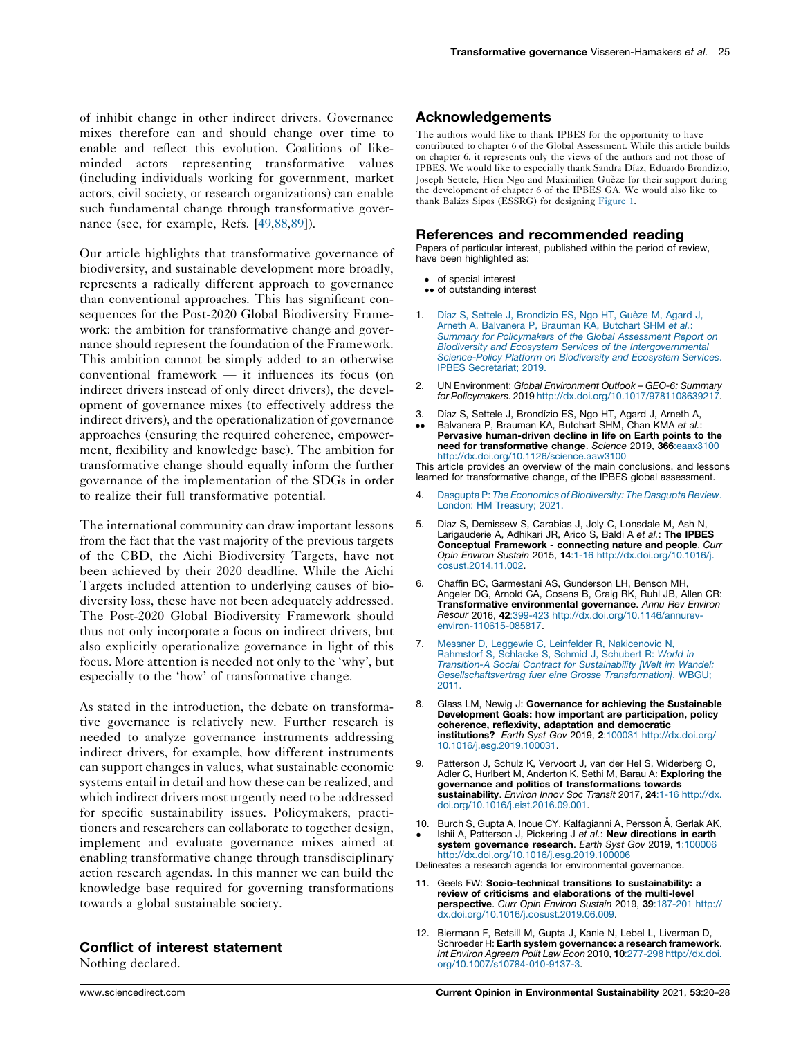of inhibit change in other indirect drivers. Governance mixes therefore can and should change over time to enable and reflect this evolution. Coalitions of like-minded actors representing transformative values (including individuals working for government, market actors, civil society, or research organizations) can enable such fundamental change through transformative governance (see, for example, Refs. [49,88,89]).

Our article highlights that transformative governance of biodiversity, and sustainable development more broadly, represents a radically different approach to governance than conventional approaches. This has significant consequences for the Post-2020 Global Biodiversity Framework: the ambition for transformative change and governance should represent the foundation of the Framework. This ambition cannot be simply added to an otherwise conventional framework — it influences its focus (on indirect drivers instead of only direct drivers), the development of governance mixes (to effectively address the indirect drivers), and the operationalization of governance approaches (ensuring the required coherence, empowerment, flexibility and knowledge base). The ambition for transformative change should equally inform the further governance of the implementation of the SDGs in order to realize their full transformative potential.

The international community can draw important lessons from the fact that the vast majority of the previous targets of the CBD, the Aichi Biodiversity Targets, have not been achieved by their 2020 deadline. While the Aichi Targets included attention to underlying causes of biodiversity loss, these have not been adequately addressed. The Post-2020 Global Biodiversity Framework should thus not only incorporate a focus on indirect drivers, but also explicitly operationalize governance in light of this focus. More attention is needed not only to the 'why', but especially to the 'how' of transformative change.

As stated in the introduction, the debate on transformative governance is relatively new. Further research is needed to analyze governance instruments addressing indirect drivers, for example, how different instruments can support changes in values, what sustainable economic systems entail in detail and how these can be realized, and which indirect drivers most urgently need to be addressed for specific sustainability issues. Policymakers, practitioners and researchers can collaborate to together design, implement and evaluate governance mixes aimed at enabling transformative change through transdisciplinary action research agendas. In this manner we can build the knowledge base required for governing transformations towards a global sustainable society.

## Conflict of interest statement

Nothing declared.

## Acknowledgements

The authors would like to thank IPBES for the opportunity to have contributed to chapter 6 of the Global Assessment. While this article builds on chapter 6, it represents only the views of the authors and not those of IPBES. We would like to especially thank Sandra Díaz, Eduardo Brondizio, Joseph Settele, Hien Ngo and Maximilien Guèze for their support during the development of chapter 6 of the IPBES GA. We would also like to thank Balázs Sipos (ESSRG) for designing Figure 1.

## References and recommended reading

Papers of particular interest, published within the period of review, have been highlighted as:

- • of special interest
- •• of outstanding interest

1. Díaz S, Settele J, Brondizio ES, Ngo HT, Guèze M, Agard J, Arneth A, Balvanera P, Brauman KA, Butchart SHM *et al.*: *Summary for Policymakers of the Global Assessment Report on Biodiversity and Ecosystem Services of the Intergovernmental Science-Policy Platform on Biodiversity and Ecosystem Services*. IPBES Secretariat; 2019.

2. UN Environment: *Global Environment Outlook – GEO-6: Summary for Policymakers*. 2019 http://dx.doi.org/10.1017/9781108639217.

3. •• Díaz S, Settele J, Brondízio ES, Ngo HT, Agard J, Arneth A, Balvanera P, Brauman KA, Butchart SHM, Chan KMA *et al.*: **Pervasive human-driven decline in life on Earth points to the need for transformative change**. *Science* 2019, **366**:eaax3100 http://dx.doi.org/10.1126/science.aaw3100
This article provides an overview of the main conclusions, and lessons learned for transformative change, of the IPBES global assessment.

4. Dasgupta P: *The Economics of Biodiversity: The Dasgupta Review*. London: HM Treasury; 2021.

5. Diaz S, Demissew S, Carabias J, Joly C, Lonsdale M, Ash N, Larigauderie A, Adhikari JR, Arico S, Baldi A *et al.*: **The IPBES Conceptual Framework - connecting nature and people**. *Curr Opin Environ Sustain* 2015, **14**:1-16 http://dx.doi.org/10.1016/j.cosust.2014.11.002.

6. Chaffin BC, Garmestani AS, Gunderson LH, Benson MH, Angeler DG, Arnold CA, Cosens B, Craig RK, Ruhl JB, Allen CR: **Transformative environmental governance**. *Annu Rev Environ Resour* 2016, **42**:399-423 http://dx.doi.org/10.1146/annurev-environ-110615-085817.

7. Messner D, Leggewie C, Leinfelder R, Nakicenovic N, Rahmstorf S, Schlacke S, Schmid J, Schubert R: *World in Transition-A Social Contract for Sustainability [Welt im Wandel: Gesellschaftsvertrag fuer eine Grosse Transformation]*. WBGU; 2011.

8. Glass LM, Newig J: **Governance for achieving the Sustainable Development Goals: how important are participation, policy coherence, reflexivity, adaptation and democratic institutions?** *Earth Syst Gov* 2019, **2**:100031 http://dx.doi.org/10.1016/j.esg.2019.100031.

9. Patterson J, Schulz K, Vervoort J, van der Hel S, Widerberg O, Adler C, Hurlbert M, Anderton K, Sethi M, Barau A: **Exploring the governance and politics of transformations towards sustainability**. *Environ Innov Soc Transit* 2017, **24**:1-16 http://dx.doi.org/10.1016/j.eist.2016.09.001.

10. • Burch S, Gupta A, Inoue CY, Kalfagianni A, Persson Å, Gerlak AK, Ishii A, Patterson J, Pickering J *et al.*: **New directions in earth system governance research**. *Earth Syst Gov* 2019, **1**:100006 http://dx.doi.org/10.1016/j.esg.2019.100006
Delineates a research agenda for environmental governance.

11. Geels FW: **Socio-technical transitions to sustainability: a review of criticisms and elaborations of the multi-level perspective**. *Curr Opin Environ Sustain* 2019, **39**:187-201 http://dx.doi.org/10.1016/j.cosust.2019.06.009.

12. Biermann F, Betsill M, Gupta J, Kanie N, Lebel L, Liverman D, Schroeder H: **Earth system governance: a research framework**. *Int Environ Agreem Polit Law Econ* 2010, **10**:277-298 http://dx.doi.org/10.1007/s10784-010-9137-3.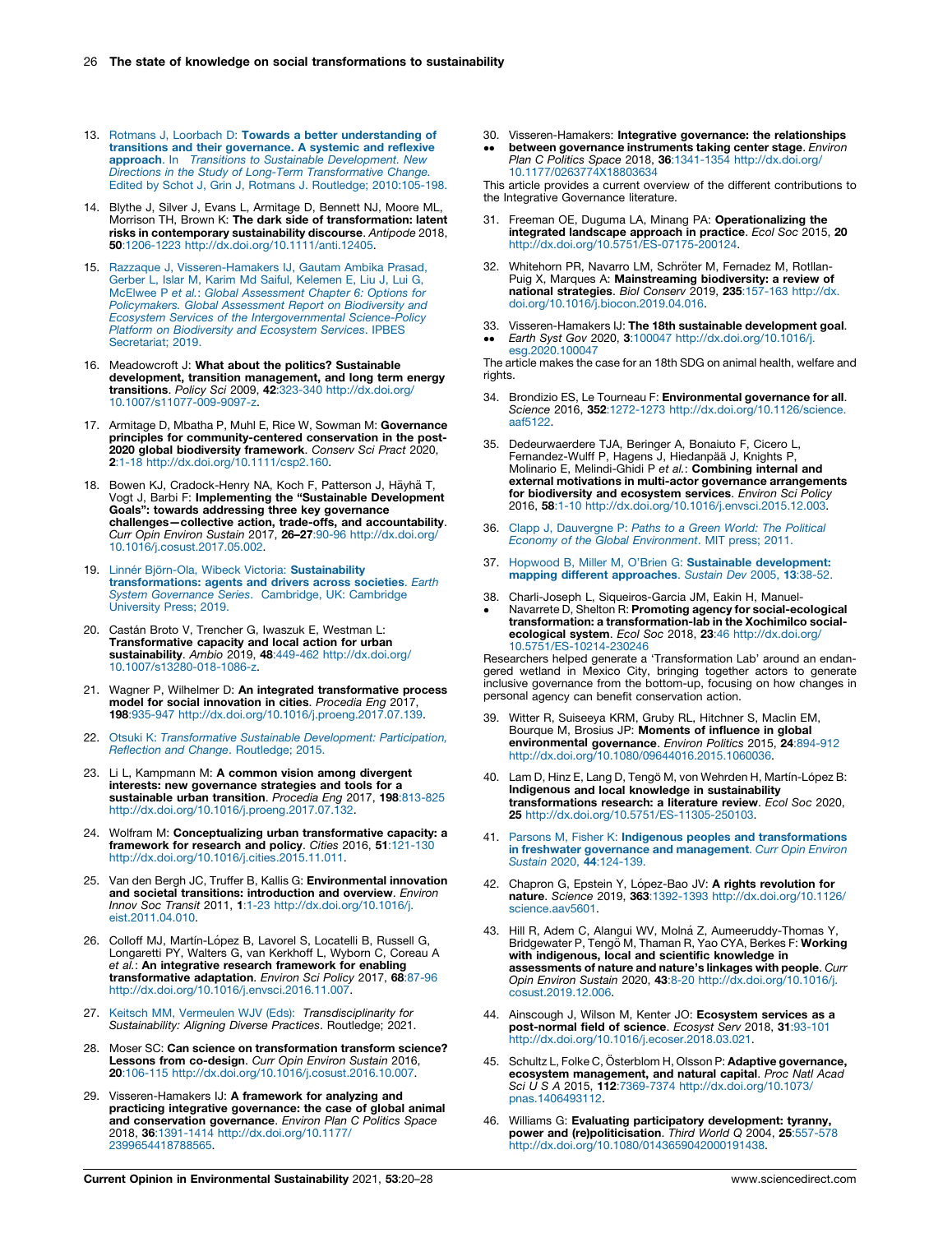13. Rotmans J, Loorbach D: **Towards a better understanding of transitions and their governance. A systemic and reflexive approach**. In *Transitions to Sustainable Development. New Directions in the Study of Long-Term Transformative Change*. Edited by Schot J, Grin J, Rotmans J. Routledge; 2010:105-198.

14. Blythe J, Silver J, Evans L, Armitage D, Bennett NJ, Moore ML, Morrison TH, Brown K: **The dark side of transformation: latent risks in contemporary sustainability discourse**. *Antipode* 2018, **50**:1206-1223 http://dx.doi.org/10.1111/anti.12405.

15. Razzaque J, Visseren-Hamakers IJ, Gautam Ambika Prasad, Gerber L, Islar M, Karim Md Saiful, Kelemen E, Liu J, Lui G, McElwee P *et al.*: *Global Assessment Chapter 6: Options for Policymakers. Global Assessment Report on Biodiversity and Ecosystem Services of the Intergovernmental Science-Policy Platform on Biodiversity and Ecosystem Services*. IPBES Secretariat; 2019.

16. Meadowcroft J: **What about the politics? Sustainable development, transition management, and long term energy transitions**. *Policy Sci* 2009, **42**:323-340 http://dx.doi.org/10.1007/s11077-009-9097-z.

17. Armitage D, Mbatha P, Muhl E, Rice W, Sowman M: **Governance principles for community-centered conservation in the post-2020 global biodiversity framework**. *Conserv Sci Pract* 2020, **2**:1-18 http://dx.doi.org/10.1111/csp2.160.

18. Bowen KJ, Cradock-Henry NA, Koch F, Patterson J, Häyhä T, Vogt J, Barbi F: **Implementing the "Sustainable Development Goals": towards addressing three key governance challenges—collective action, trade-offs, and accountability**. *Curr Opin Environ Sustain* 2017, **26–27**:90-96 http://dx.doi.org/10.1016/j.cosust.2017.05.002.

19. Linnér Björn-Ola, Wibeck Victoria: **Sustainability transformations: agents and drivers across societies**. *Earth System Governance Series*. Cambridge, UK: Cambridge University Press; 2019.

20. Castán Broto V, Trencher G, Iwaszuk E, Westman L: **Transformative capacity and local action for urban sustainability**. *Ambio* 2019, **48**:449-462 http://dx.doi.org/10.1007/s13280-018-1086-z.

21. Wagner P, Wilhelmer D: **An integrated transformative process model for social innovation in cities**. *Procedia Eng* 2017, **198**:935-947 http://dx.doi.org/10.1016/j.proeng.2017.07.139.

22. Otsuki K: *Transformative Sustainable Development: Participation, Reflection and Change*. Routledge; 2015.

23. Li L, Kampmann M: **A common vision among divergent interests: new governance strategies and tools for a sustainable urban transition**. *Procedia Eng* 2017, **198**:813-825 http://dx.doi.org/10.1016/j.proeng.2017.07.132.

24. Wolfram M: **Conceptualizing urban transformative capacity: a framework for research and policy**. *Cities* 2016, **51**:121-130 http://dx.doi.org/10.1016/j.cities.2015.11.011.

25. Van den Bergh JC, Truffer B, Kallis G: **Environmental innovation and societal transitions: introduction and overview**. *Environ Innov Soc Transit* 2011, **1**:1-23 http://dx.doi.org/10.1016/j.eist.2011.04.010.

26. Colloff MJ, Martín-López B, Lavorel S, Locatelli B, Russell G, Longaretti PY, Walters G, van Kerkhoff L, Wyborn C, Coreau A *et al.*: **An integrative research framework for enabling transformative adaptation**. *Environ Sci Policy* 2017, **68**:87-96 http://dx.doi.org/10.1016/j.envsci.2016.11.007.

27. Keitsch MM, Vermeulen WJV (Eds): *Transdisciplinarity for Sustainability: Aligning Diverse Practices*. Routledge; 2021.

28. Moser SC: **Can science on transformation transform science? Lessons from co-design**. *Curr Opin Environ Sustain* 2016, **20**:106-115 http://dx.doi.org/10.1016/j.cosust.2016.10.007.

29. Visseren-Hamakers IJ: **A framework for analyzing and practicing integrative governance: the case of global animal and conservation governance**. *Environ Plan C Politics Space* 2018, **36**:1391-1414 http://dx.doi.org/10.1177/2399654418788565.

30. •• Visseren-Hamakers: **Integrative governance: the relationships between governance instruments taking center stage**. *Environ Plan C Politics Space* 2018, **36**:1341-1354 http://dx.doi.org/10.1177/0263774X18803634

This article provides a current overview of the different contributions to the Integrative Governance literature.

31. Freeman OE, Duguma LA, Minang PA: **Operationalizing the integrated landscape approach in practice**. *Ecol Soc* 2015, **20** http://dx.doi.org/10.5751/ES-07175-200124.

32. Whitehorn PR, Navarro LM, Schröter M, Fernadez M, Rotllan-Puig X, Marques A: **Mainstreaming biodiversity: a review of national strategies**. *Biol Conserv* 2019, **235**:157-163 http://dx.doi.org/10.1016/j.biocon.2019.04.016.

33. •• Visseren-Hamakers IJ: **The 18th sustainable development goal**. *Earth Syst Gov* 2020, **3**:100047 http://dx.doi.org/10.1016/j.esg.2020.100047

The article makes the case for an 18th SDG on animal health, welfare and rights.

34. Brondizio ES, Le Tourneau F: **Environmental governance for all**. *Science* 2016, **352**:1272-1273 http://dx.doi.org/10.1126/science.aaf5122.

35. Dedeurwaerdere TJA, Beringer A, Bonaiuto F, Cicero L, Fernandez-Wulff P, Hagens J, Hiedanpää J, Knights P, Molinario E, Melindi-Ghidi P *et al.*: **Combining internal and external motivations in multi-actor governance arrangements for biodiversity and ecosystem services**. *Environ Sci Policy* 2016, **58**:1-10 http://dx.doi.org/10.1016/j.envsci.2015.12.003.

36. Clapp J, Dauvergne P: *Paths to a Green World: The Political Economy of the Global Environment*. MIT press; 2011.

37. Hopwood B, Miller M, O'Brien G: **Sustainable development: mapping different approaches**. *Sustain Dev* 2005, **13**:38-52.

38. • Charli-Joseph L, Siqueiros-Garcia JM, Eakin H, Manuel-Navarrete D, Shelton R: **Promoting agency for social-ecological transformation: a transformation-lab in the Xochimilco social-ecological system**. *Ecol Soc* 2018, **23**:46 http://dx.doi.org/10.5751/ES-10214-230246

Researchers helped generate a 'Transformation Lab' around an endangered wetland in Mexico City, bringing together actors to generate inclusive governance from the bottom-up, focusing on how changes in personal agency can benefit conservation action.

39. Witter R, Suiseeya KRM, Gruby RL, Hitchner S, Maclin EM, Bourque M, Brosius JP: **Moments of influence in global environmental governance**. *Environ Politics* 2015, **24**:894-912 http://dx.doi.org/10.1080/09644016.2015.1060036.

40. Lam D, Hinz E, Lang D, Tengö M, von Wehrden H, Martín-López B: **Indigenous and local knowledge in sustainability transformations research: a literature review**. *Ecol Soc* 2020, **25** http://dx.doi.org/10.5751/ES-11305-250103.

41. Parsons M, Fisher K: **Indigenous peoples and transformations in freshwater governance and management**. *Curr Opin Environ Sustain* 2020, **44**:124-139.

42. Chapron G, Epstein Y, López-Bao JV: **A rights revolution for nature**. *Science* 2019, **363**:1392-1393 http://dx.doi.org/10.1126/science.aav5601.

43. Hill R, Adem C, Alangui WV, Molná Z, Aumeeruddy-Thomas Y, Bridgewater P, Tengö M, Thaman R, Yao CYA, Berkes F: **Working with indigenous, local and scientific knowledge in assessments of nature and nature's linkages with people**. *Curr Opin Environ Sustain* 2020, **43**:8-20 http://dx.doi.org/10.1016/j.cosust.2019.12.006.

44. Ainscough J, Wilson M, Kenter JO: **Ecosystem services as a post-normal field of science**. *Ecosyst Serv* 2018, **31**:93-101 http://dx.doi.org/10.1016/j.ecoser.2018.03.021.

45. Schultz L, Folke C, Österblom H, Olsson P: **Adaptive governance, ecosystem management, and natural capital**. *Proc Natl Acad Sci U S A* 2015, **112**:7369-7374 http://dx.doi.org/10.1073/pnas.1406493112.

46. Williams G: **Evaluating participatory development: tyranny, power and (re)politicisation**. *Third World Q* 2004, **25**:557-578 http://dx.doi.org/10.1080/0143659042000191438.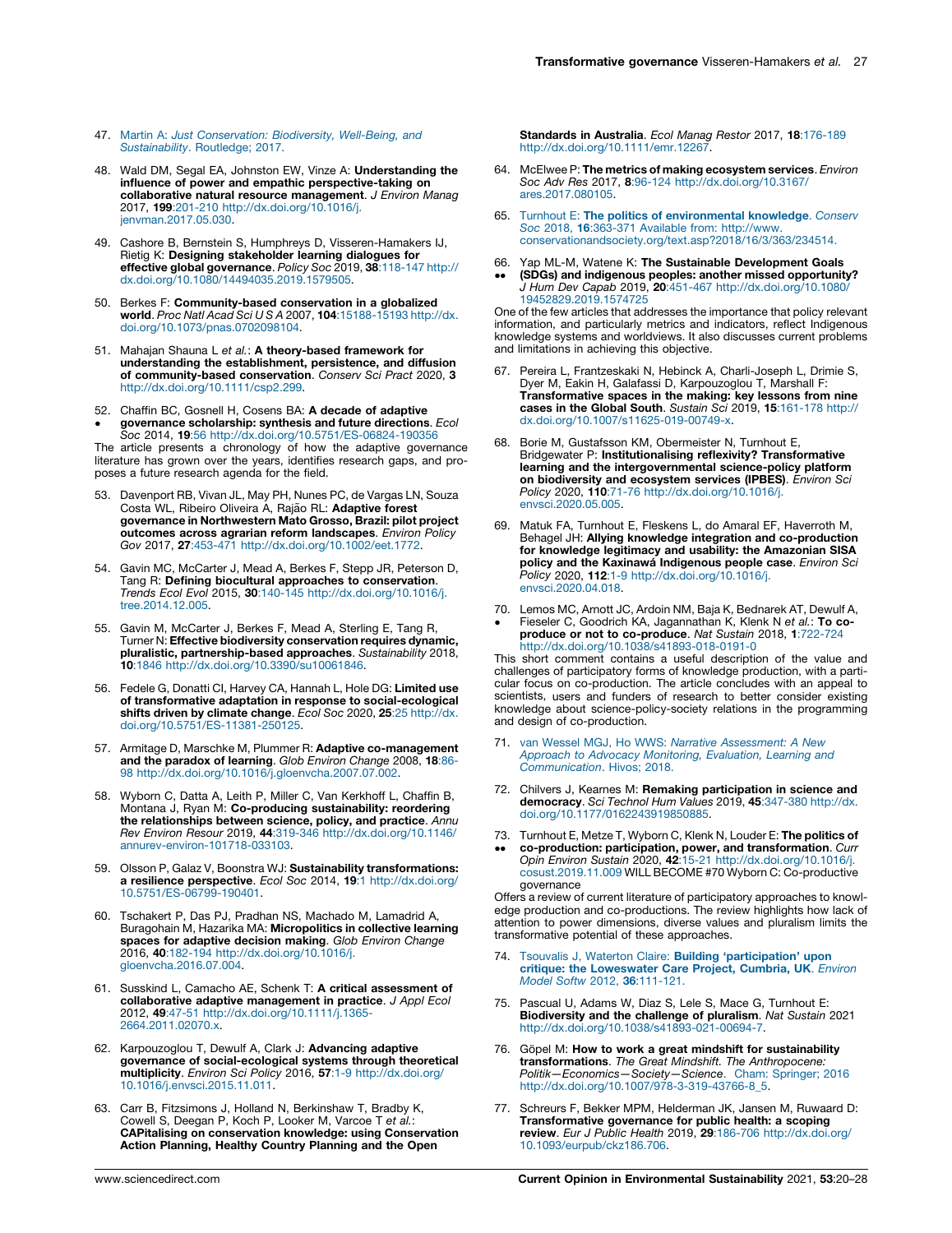47. Martin A: *Just Conservation: Biodiversity, Well-Being, and Sustainability*. Routledge; 2017.

48. Wald DM, Segal EA, Johnston EW, Vinze A: **Understanding the influence of power and empathic perspective-taking on collaborative natural resource management**. *J Environ Manag* 2017, **199**:201-210 http://dx.doi.org/10.1016/j.jenvman.2017.05.030.

49. Cashore B, Bernstein S, Humphreys D, Visseren-Hamakers IJ, Rietig K: **Designing stakeholder learning dialogues for effective global governance**. *Policy Soc* 2019, **38**:118-147 http://dx.doi.org/10.1080/14494035.2019.1579505.

50. Berkes F: **Community-based conservation in a globalized world**. *Proc Natl Acad Sci U S A* 2007, **104**:15188-15193 http://dx.doi.org/10.1073/pnas.0702098104.

51. Mahajan Shauna L *et al.*: **A theory-based framework for understanding the establishment, persistence, and diffusion of community-based conservation**. *Conserv Sci Pract* 2020, **3** http://dx.doi.org/10.1111/csp2.299.

52. • Chaffin BC, Gosnell H, Cosens BA: **A decade of adaptive governance scholarship: synthesis and future directions**. *Ecol Soc* 2014, **19**:56 http://dx.doi.org/10.5751/ES-06824-190356

The article presents a chronology of how the adaptive governance literature has grown over the years, identifies research gaps, and proposes a future research agenda for the field.

53. Davenport RB, Vivan JL, May PH, Nunes PC, de Vargas LN, Souza Costa WL, Ribeiro Oliveira A, Rajão RL: **Adaptive forest governance in Northwestern Mato Grosso, Brazil: pilot project outcomes across agrarian reform landscapes**. *Environ Policy Gov* 2017, **27**:453-471 http://dx.doi.org/10.1002/eet.1772.

54. Gavin MC, McCarter J, Mead A, Berkes F, Stepp JR, Peterson D, Tang R: **Defining biocultural approaches to conservation**. *Trends Ecol Evol* 2015, **30**:140-145 http://dx.doi.org/10.1016/j.tree.2014.12.005.

55. Gavin M, McCarter J, Berkes F, Mead A, Sterling E, Tang R, Turner N: **Effective biodiversity conservation requires dynamic, pluralistic, partnership-based approaches**. *Sustainability* 2018, **10**:1846 http://dx.doi.org/10.3390/su10061846.

56. Fedele G, Donatti CI, Harvey CA, Hannah L, Hole DG: **Limited use of transformative adaptation in response to social-ecological shifts driven by climate change**. *Ecol Soc* 2020, **25**:25 http://dx.doi.org/10.5751/ES-11381-250125.

57. Armitage D, Marschke M, Plummer R: **Adaptive co-management and the paradox of learning**. *Glob Environ Change* 2008, **18**:86-98 http://dx.doi.org/10.1016/j.gloenvcha.2007.07.002.

58. Wyborn C, Datta A, Leith P, Miller C, Van Kerkhoff L, Chaffin B, Montana J, Ryan M: **Co-producing sustainability: reordering the relationships between science, policy, and practice**. *Annu Rev Environ Resour* 2019, **44**:319-346 http://dx.doi.org/10.1146/annurev-environ-101718-033103.

59. Olsson P, Galaz V, Boonstra WJ: **Sustainability transformations: a resilience perspective**. *Ecol Soc* 2014, **19**:1 http://dx.doi.org/10.5751/ES-06799-190401.

60. Tschakert P, Das PJ, Pradhan NS, Machado M, Lamadrid A, Buragohain M, Hazarika MA: **Micropolitics in collective learning spaces for adaptive decision making**. *Glob Environ Change* 2016, **40**:182-194 http://dx.doi.org/10.1016/j.gloenvcha.2016.07.004.

61. Susskind L, Camacho AE, Schenk T: **A critical assessment of collaborative adaptive management in practice**. *J Appl Ecol* 2012, **49**:47-51 http://dx.doi.org/10.1111/j.1365-2664.2011.02070.x.

62. Karpouzoglou T, Dewulf A, Clark J: **Advancing adaptive governance of social-ecological systems through theoretical multiplicity**. *Environ Sci Policy* 2016, **57**:1-9 http://dx.doi.org/10.1016/j.envsci.2015.11.011.

63. Carr B, Fitzsimons J, Holland N, Berkinshaw T, Bradby K, Cowell S, Deegan P, Koch P, Looker M, Varcoe T *et al.*: **CAPitalising on conservation knowledge: using Conservation Action Planning, Healthy Country Planning and the Open Standards in Australia**. *Ecol Manag Restor* 2017, **18**:176-189 http://dx.doi.org/10.1111/emr.12267.

64. McElwee P: **The metrics of making ecosystem services**. *Environ Soc Adv Res* 2017, **8**:96-124 http://dx.doi.org/10.3167/ares.2017.080105.

65. Turnhout E: **The politics of environmental knowledge**. *Conserv Soc* 2018, **16**:363-371 Available from: http://www.conservationandsociety.org/text.asp?2018/16/3/363/234514.

66. •• Yap ML-M, Watene K: **The Sustainable Development Goals (SDGs) and indigenous peoples: another missed opportunity?** *J Hum Dev Capab* 2019, **20**:451-467 http://dx.doi.org/10.1080/19452829.2019.1574725

One of the few articles that addresses the importance that policy relevant information, and particularly metrics and indicators, reflect Indigenous knowledge systems and worldviews. It also discusses current problems and limitations in achieving this objective.

67. Pereira L, Frantzeskaki N, Hebinck A, Charli-Joseph L, Drimie S, Dyer M, Eakin H, Galafassi D, Karpouzoglou T, Marshall F: **Transformative spaces in the making: key lessons from nine cases in the Global South**. *Sustain Sci* 2019, **15**:161-178 http://dx.doi.org/10.1007/s11625-019-00749-x.

68. Borie M, Gustafsson KM, Obermeister N, Turnhout E, Bridgewater P: **Institutionalising reflexivity? Transformative learning and the intergovernmental science-policy platform on biodiversity and ecosystem services (IPBES)**. *Environ Sci Policy* 2020, **110**:71-76 http://dx.doi.org/10.1016/j.envsci.2020.05.005.

69. Matuk FA, Turnhout E, Fleskens L, do Amaral EF, Haverroth M, Behagel JH: **Allying knowledge integration and co-production for knowledge legitimacy and usability: the Amazonian SISA policy and the Kaxinawá Indigenous people case**. *Environ Sci Policy* 2020, **112**:1-9 http://dx.doi.org/10.1016/j.envsci.2020.04.018.

70. • Lemos MC, Arnott JC, Ardoin NM, Baja K, Bednarek AT, Dewulf A, Fieseler C, Goodrich KA, Jagannathan K, Klenk N *et al.*: **To co-produce or not to co-produce**. *Nat Sustain* 2018, **1**:722-724 http://dx.doi.org/10.1038/s41893-018-0191-0

This short comment contains a useful description of the value and challenges of participatory forms of knowledge production, with a particular focus on co-production. The article concludes with an appeal to scientists, users and funders of research to better consider existing knowledge about science-policy-society relations in the programming and design of co-production.

71. van Wessel MGJ, Ho WWS: *Narrative Assessment: A New Approach to Advocacy Monitoring, Evaluation, Learning and Communication*. Hivos; 2018.

72. Chilvers J, Kearnes M: **Remaking participation in science and democracy**. *Sci Technol Hum Values* 2019, **45**:347-380 http://dx.doi.org/10.1177/0162243919850885.

73. •• Turnhout E, Metze T, Wyborn C, Klenk N, Louder E: **The politics of co-production: participation, power, and transformation**. *Curr Opin Environ Sustain* 2020, **42**:15-21 http://dx.doi.org/10.1016/j.cosust.2019.11.009 WILL BECOME #70 Wyborn C: Co-productive governance

Offers a review of current literature of participatory approaches to knowledge production and co-productions. The review highlights how lack of attention to power dimensions, diverse values and pluralism limits the transformative potential of these approaches.

74. Tsouvalis J, Waterton Claire: **Building 'participation' upon critique: the Loweswater Care Project, Cumbria, UK**. *Environ Model Softw* 2012, **36**:111-121.

75. Pascual U, Adams W, Diaz S, Lele S, Mace G, Turnhout E: **Biodiversity and the challenge of pluralism**. *Nat Sustain* 2021 http://dx.doi.org/10.1038/s41893-021-00694-7.

76. Göpel M: **How to work a great mindshift for sustainability transformations**. *The Great Mindshift. The Anthropocene: Politik—Economics—Society—Science*. Cham: Springer; 2016 http://dx.doi.org/10.1007/978-3-319-43766-8_5.

77. Schreurs F, Bekker MPM, Helderman JK, Jansen M, Ruwaard D: **Transformative governance for public health: a scoping review**. *Eur J Public Health* 2019, **29**:186-706 http://dx.doi.org/10.1093/eurpub/ckz186.706.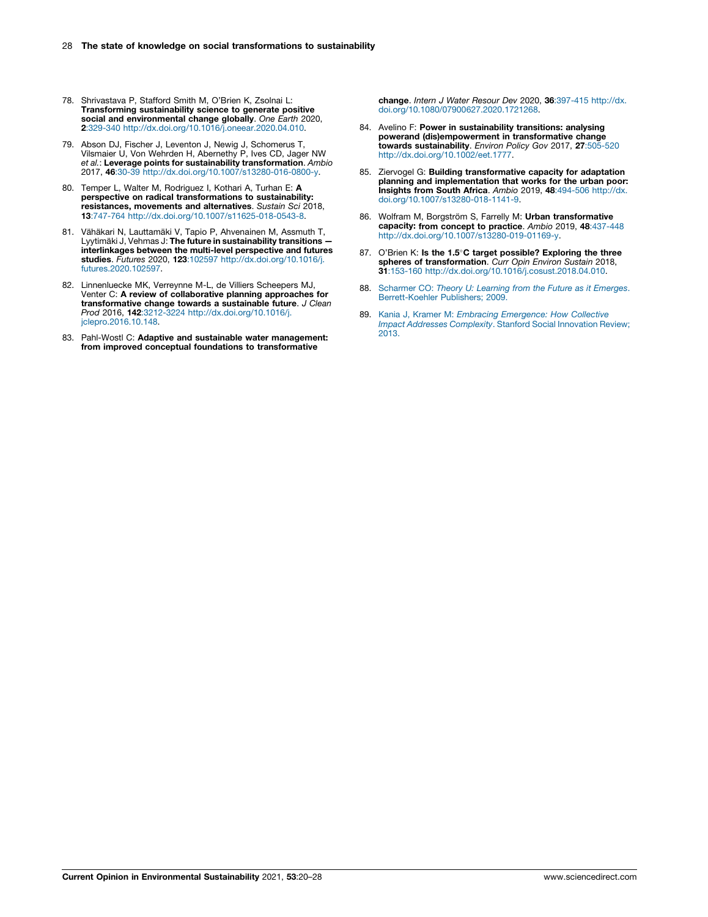78. Shrivastava P, Stafford Smith M, O'Brien K, Zsolnai L: **Transforming sustainability science to generate positive social and environmental change globally**. *One Earth* 2020, **2**:329-340 http://dx.doi.org/10.1016/j.oneear.2020.04.010.

79. Abson DJ, Fischer J, Leventon J, Newig J, Schomerus T, Vilsmaier U, Von Wehrden H, Abernethy P, Ives CD, Jager NW *et al.*: **Leverage points for sustainability transformation**. *Ambio* 2017, **46**:30-39 http://dx.doi.org/10.1007/s13280-016-0800-y.

80. Temper L, Walter M, Rodriguez I, Kothari A, Turhan E: **A perspective on radical transformations to sustainability: resistances, movements and alternatives**. *Sustain Sci* 2018, **13**:747-764 http://dx.doi.org/10.1007/s11625-018-0543-8.

81. Vähäkari N, Lauttamäki V, Tapio P, Ahvenainen M, Assmuth T, Lyytimäki J, Vehmas J: **The future in sustainability transitions — interlinkages between the multi-level perspective and futures studies**. *Futures* 2020, **123**:102597 http://dx.doi.org/10.1016/j.futures.2020.102597.

82. Linnenluecke MK, Verreynne M-L, de Villiers Scheepers MJ, Venter C: **A review of collaborative planning approaches for transformative change towards a sustainable future**. *J Clean Prod* 2016, **142**:3212-3224 http://dx.doi.org/10.1016/j.jclepro.2016.10.148.

83. Pahl-Wostl C: **Adaptive and sustainable water management: from improved conceptual foundations to transformative change**. *Intern J Water Resour Dev* 2020, **36**:397-415 http://dx.doi.org/10.1080/07900627.2020.1721268.

84. Avelino F: **Power in sustainability transitions: analysing powerand (dis)empowerment in transformative change towards sustainability**. *Environ Policy Gov* 2017, **27**:505-520 http://dx.doi.org/10.1002/eet.1777.

85. Ziervogel G: **Building transformative capacity for adaptation planning and implementation that works for the urban poor: Insights from South Africa**. *Ambio* 2019, **48**:494-506 http://dx.doi.org/10.1007/s13280-018-1141-9.

86. Wolfram M, Borgström S, Farrelly M: **Urban transformative capacity: from concept to practice**. *Ambio* 2019, **48**:437-448 http://dx.doi.org/10.1007/s13280-019-01169-y.

87. O'Brien K: **Is the 1.5°C target possible? Exploring the three spheres of transformation**. *Curr Opin Environ Sustain* 2018, **31**:153-160 http://dx.doi.org/10.1016/j.cosust.2018.04.010.

88. Scharmer CO: *Theory U: Learning from the Future as it Emerges*. Berrett-Koehler Publishers; 2009.

89. Kania J, Kramer M: *Embracing Emergence: How Collective Impact Addresses Complexity*. Stanford Social Innovation Review; 2013.